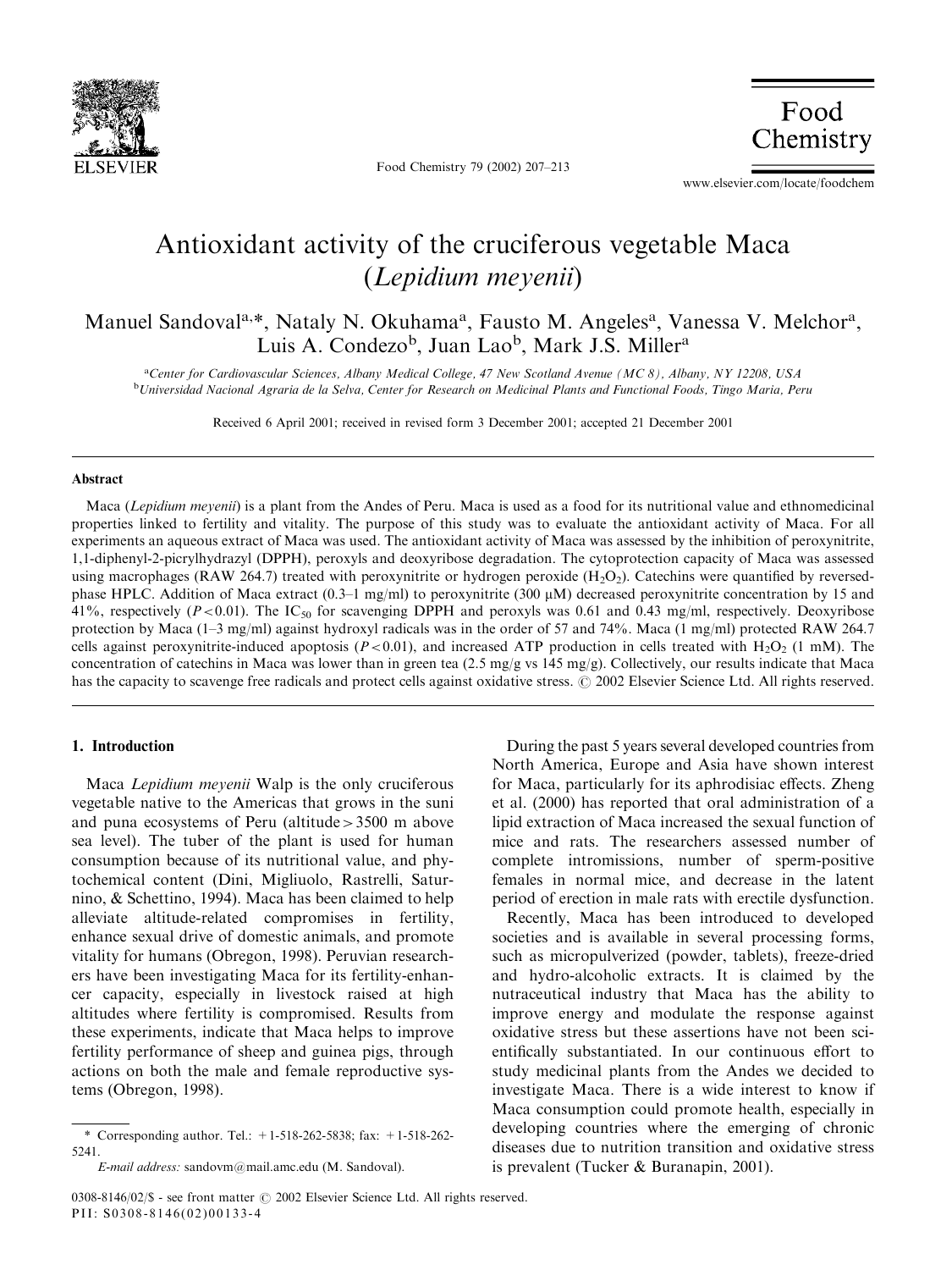# Antioxidant activity of the cruciferous vegetable Maca (*Lepidium meyenii*)

Manuel Sandoval[a,*], Nataly N. Okuhama[a], Fausto M. Angeles[a], Vanessa V. Melchor[a], Luis A. Condezo[b], Juan Lao[b], Mark J.S. Miller[a]

[a]Center for Cardiovascular Sciences, Albany Medical College, 47 New Scotland Avenue (MC 8), Albany, NY 12208, USA

[b]Universidad Nacional Agraria de la Selva, Center for Research on Medicinal Plants and Functional Foods, Tingo Maria, Peru

Received 6 April 2001; received in revised form 3 December 2001; accepted 21 December 2001

## Abstract

Maca (*Lepidium meyenii*) is a plant from the Andes of Peru. Maca is used as a food for its nutritional value and ethnomedicinal properties linked to fertility and vitality. The purpose of this study was to evaluate the antioxidant activity of Maca. For all experiments an aqueous extract of Maca was used. The antioxidant activity of Maca was assessed by the inhibition of peroxynitrite, 1,1-diphenyl-2-picrylhydrazyl (DPPH), peroxyls and deoxyribose degradation. The cytoprotection capacity of Maca was assessed using macrophages (RAW 264.7) treated with peroxynitrite or hydrogen peroxide ($H_2O_2$). Catechins were quantified by reversed-phase HPLC. Addition of Maca extract (0.3–1 mg/ml) to peroxynitrite (300 μM) decreased peroxynitrite concentration by 15 and 41%, respectively ($P<0.01$). The $IC_{50}$ for scavenging DPPH and peroxyls was 0.61 and 0.43 mg/ml, respectively. Deoxyribose protection by Maca (1–3 mg/ml) against hydroxyl radicals was in the order of 57 and 74%. Maca (1 mg/ml) protected RAW 264.7 cells against peroxynitrite-induced apoptosis ($P<0.01$), and increased ATP production in cells treated with $H_2O_2$ (1 mM). The concentration of catechins in Maca was lower than in green tea (2.5 mg/g vs 145 mg/g). Collectively, our results indicate that Maca has the capacity to scavenge free radicals and protect cells against oxidative stress. © 2002 Elsevier Science Ltd. All rights reserved.

## 1. Introduction

Maca *Lepidium meyenii* Walp is the only cruciferous vegetable native to the Americas that grows in the suni and puna ecosystems of Peru (altitude >3500 m above sea level). The tuber of the plant is used for human consumption because of its nutritional value, and phytochemical content (Dini, Migliuolo, Rastrelli, Saturnino, & Schettino, 1994). Maca has been claimed to help alleviate altitude-related compromises in fertility, enhance sexual drive of domestic animals, and promote vitality for humans (Obregon, 1998). Peruvian researchers have been investigating Maca for its fertility-enhancer capacity, especially in livestock raised at high altitudes where fertility is compromised. Results from these experiments, indicate that Maca helps to improve fertility performance of sheep and guinea pigs, through actions on both the male and female reproductive systems (Obregon, 1998).

During the past 5 years several developed countries from North America, Europe and Asia have shown interest for Maca, particularly for its aphrodisiac effects. Zheng et al. (2000) has reported that oral administration of a lipid extraction of Maca increased the sexual function of mice and rats. The researchers assessed number of complete intromissions, number of sperm-positive females in normal mice, and decrease in the latent period of erection in male rats with erectile dysfunction.

Recently, Maca has been introduced to developed societies and is available in several processing forms, such as micropulverized (powder, tablets), freeze-dried and hydro-alcoholic extracts. It is claimed by the nutraceutical industry that Maca has the ability to improve energy and modulate the response against oxidative stress but these assertions have not been scientifically substantiated. In our continuous effort to study medicinal plants from the Andes we decided to investigate Maca. There is a wide interest to know if Maca consumption could promote health, especially in developing countries where the emerging of chronic diseases due to nutrition transition and oxidative stress is prevalent (Tucker & Buranapin, 2001).

\* Corresponding author. Tel.: +1-518-262-5838; fax: +1-518-262-5241.

*E-mail address:* sandovm@mail.amc.edu (M. Sandoval).

0308-8146/02/$ - see front matter © 2002 Elsevier Science Ltd. All rights reserved.
PII: S0308-8146(02)00133-4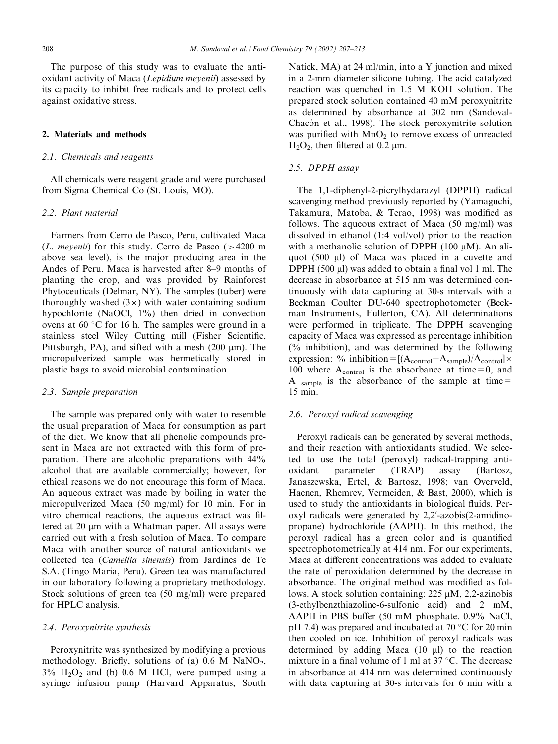The purpose of this study was to evaluate the antioxidant activity of Maca (*Lepidium meyenii*) assessed by its capacity to inhibit free radicals and to protect cells against oxidative stress.

## 2. Materials and methods

### 2.1. Chemicals and reagents

All chemicals were reagent grade and were purchased from Sigma Chemical Co (St. Louis, MO).

### 2.2. Plant material

Farmers from Cerro de Pasco, Peru, cultivated Maca (*L. meyenii*) for this study. Cerro de Pasco (>4200 m above sea level), is the major producing area in the Andes of Peru. Maca is harvested after 8–9 months of planting the crop, and was provided by Rainforest Phytoceuticals (Delmar, NY). The samples (tuber) were thoroughly washed (3×) with water containing sodium hypochlorite (NaOCl, 1%) then dried in convection ovens at 60 °C for 16 h. The samples were ground in a stainless steel Wiley Cutting mill (Fisher Scientific, Pittsburgh, PA), and sifted with a mesh (200 μm). The micropulverized sample was hermetically stored in plastic bags to avoid microbial contamination.

### 2.3. Sample preparation

The sample was prepared only with water to resemble the usual preparation of Maca for consumption as part of the diet. We know that all phenolic compounds present in Maca are not extracted with this form of preparation. There are alcoholic preparations with 44% alcohol that are available commercially; however, for ethical reasons we do not encourage this form of Maca. An aqueous extract was made by boiling in water the micropulverized Maca (50 mg/ml) for 10 min. For in vitro chemical reactions, the aqueous extract was filtered at 20 μm with a Whatman paper. All assays were carried out with a fresh solution of Maca. To compare Maca with another source of natural antioxidants we collected tea (*Camellia sinensis*) from Jardines de Te S.A. (Tingo Maria, Peru). Green tea was manufactured in our laboratory following a proprietary methodology. Stock solutions of green tea (50 mg/ml) were prepared for HPLC analysis.

### 2.4. Peroxynitrite synthesis

Peroxynitrite was synthesized by modifying a previous methodology. Briefly, solutions of (a) 0.6 M $NaNO_2$, 3% $H_2O_2$ and (b) 0.6 M HCl, were pumped using a syringe infusion pump (Harvard Apparatus, South Natick, MA) at 24 ml/min, into a Y junction and mixed in a 2-mm diameter silicone tubing. The acid catalyzed reaction was quenched in 1.5 M KOH solution. The prepared stock solution contained 40 mM peroxynitrite as determined by absorbance at 302 nm (Sandoval-Chacón et al., 1998). The stock peroxynitrite solution was purified with $MnO_2$ to remove excess of unreacted $H_2O_2$, then filtered at 0.2 μm.

### 2.5. DPPH assay

The 1,1-diphenyl-2-picrylhydarazyl (DPPH) radical scavenging method previously reported by (Yamaguchi, Takamura, Matoba, & Terao, 1998) was modified as follows. The aqueous extract of Maca (50 mg/ml) was dissolved in ethanol (1:4 vol/vol) prior to the reaction with a methanolic solution of DPPH (100 μM). An aliquot (500 μl) of Maca was placed in a cuvette and DPPH (500 μl) was added to obtain a final vol 1 ml. The decrease in absorbance at 515 nm was determined continuously with data capturing at 30-s intervals with a Beckman Coulter DU-640 spectrophotometer (Beckman Instruments, Fullerton, CA). All determinations were performed in triplicate. The DPPH scavenging capacity of Maca was expressed as percentage inhibition (% inhibition), and was determined by the following expression: $\% \text{ inhibition} = [(A_{control} - A_{sample})/A_{control}] \times 100$ where $A_{control}$ is the absorbance at time = 0, and $A_{sample}$ is the absorbance of the sample at time = 15 min.

### 2.6. Peroxyl radical scavenging

Peroxyl radicals can be generated by several methods, and their reaction with antioxidants studied. We selected to use the total (peroxyl) radical-trapping antioxidant parameter (TRAP) assay (Bartosz, Janaszewska, Ertel, & Bartosz, 1998; van Overveld, Haenen, Rhemrev, Vermeiden, & Bast, 2000), which is used to study the antioxidants in biological fluids. Peroxyl radicals were generated by 2,2′-azobis(2-amidinopropane) hydrochloride (AAPH). In this method, the peroxyl radical has a green color and is quantified spectrophotometrically at 414 nm. For our experiments, Maca at different concentrations was added to evaluate the rate of peroxidation determined by the decrease in absorbance. The original method was modified as follows. A stock solution containing: 225 μM, 2,2-azinobis (3-ethylbenzthiazoline-6-sulfonic acid) and 2 mM, AAPH in PBS buffer (50 mM phosphate, 0.9% NaCl, pH 7.4) was prepared and incubated at 70 °C for 20 min then cooled on ice. Inhibition of peroxyl radicals was determined by adding Maca (10 μl) to the reaction mixture in a final volume of 1 ml at 37 °C. The decrease in absorbance at 414 nm was determined continuously with data capturing at 30-s intervals for 6 min with a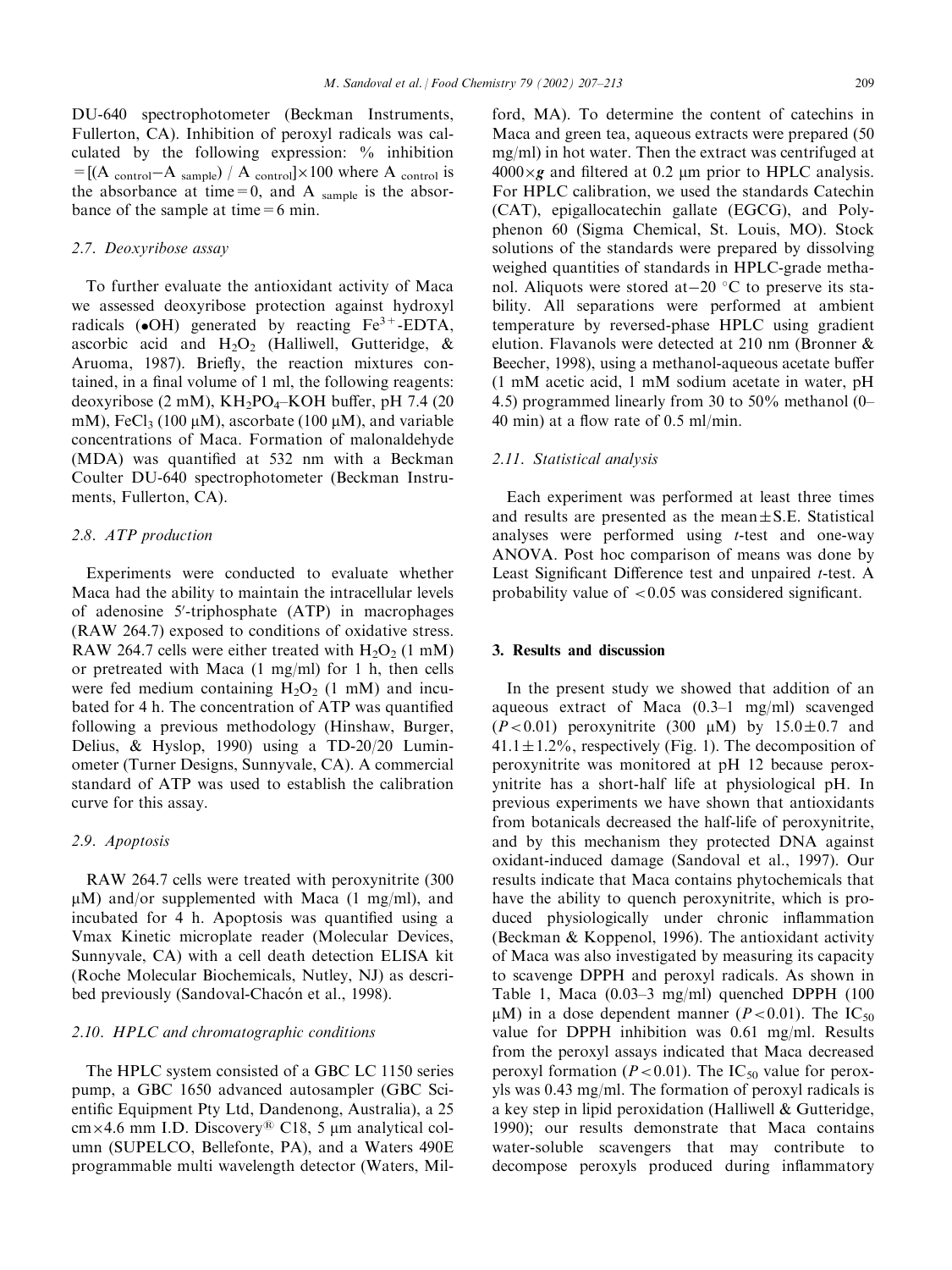DU-640 spectrophotometer (Beckman Instruments, Fullerton, CA). Inhibition of peroxyl radicals was calculated by the following expression: % inhibition $= [(A_{control} - A_{sample}) / A_{control}] \times 100$ where $A_{control}$ is the absorbance at time = 0, and $A_{sample}$ is the absorbance of the sample at time = 6 min.

### 2.7. Deoxyribose assay

To further evaluate the antioxidant activity of Maca we assessed deoxyribose protection against hydroxyl radicals (•OH) generated by reacting $Fe^{3+}$-EDTA, ascorbic acid and $H_2O_2$ (Halliwell, Gutteridge, & Aruoma, 1987). Briefly, the reaction mixtures contained, in a final volume of 1 ml, the following reagents: deoxyribose (2 mM), $KH_2PO_4$–KOH buffer, pH 7.4 (20 mM), $FeCl_3$ (100 μM), ascorbate (100 μM), and variable concentrations of Maca. Formation of malonaldehyde (MDA) was quantified at 532 nm with a Beckman Coulter DU-640 spectrophotometer (Beckman Instruments, Fullerton, CA).

### 2.8. ATP production

Experiments were conducted to evaluate whether Maca had the ability to maintain the intracellular levels of adenosine 5′-triphosphate (ATP) in macrophages (RAW 264.7) exposed to conditions of oxidative stress. RAW 264.7 cells were either treated with $H_2O_2$ (1 mM) or pretreated with Maca (1 mg/ml) for 1 h, then cells were fed medium containing $H_2O_2$ (1 mM) and incubated for 4 h. The concentration of ATP was quantified following a previous methodology (Hinshaw, Burger, Delius, & Hyslop, 1990) using a TD-20/20 Luminometer (Turner Designs, Sunnyvale, CA). A commercial standard of ATP was used to establish the calibration curve for this assay.

### 2.9. Apoptosis

RAW 264.7 cells were treated with peroxynitrite (300 μM) and/or supplemented with Maca (1 mg/ml), and incubated for 4 h. Apoptosis was quantified using a Vmax Kinetic microplate reader (Molecular Devices, Sunnyvale, CA) with a cell death detection ELISA kit (Roche Molecular Biochemicals, Nutley, NJ) as described previously (Sandoval-Chacón et al., 1998).

### 2.10. HPLC and chromatographic conditions

The HPLC system consisted of a GBC LC 1150 series pump, a GBC 1650 advanced autosampler (GBC Scientific Equipment Pty Ltd, Dandenong, Australia), a 25 cm×4.6 mm I.D. Discovery® C18, 5 μm analytical column (SUPELCO, Bellefonte, PA), and a Waters 490E programmable multi wavelength detector (Waters, Milford, MA). To determine the content of catechins in Maca and green tea, aqueous extracts were prepared (50 mg/ml) in hot water. Then the extract was centrifuged at 4000×*g* and filtered at 0.2 μm prior to HPLC analysis. For HPLC calibration, we used the standards Catechin (CAT), epigallocatechin gallate (EGCG), and Polyphenon 60 (Sigma Chemical, St. Louis, MO). Stock solutions of the standards were prepared by dissolving weighed quantities of standards in HPLC-grade methanol. Aliquots were stored at −20 °C to preserve its stability. All separations were performed at ambient temperature by reversed-phase HPLC using gradient elution. Flavanols were detected at 210 nm (Bronner & Beecher, 1998), using a methanol-aqueous acetate buffer (1 mM acetic acid, 1 mM sodium acetate in water, pH 4.5) programmed linearly from 30 to 50% methanol (0–40 min) at a flow rate of 0.5 ml/min.

### 2.11. Statistical analysis

Each experiment was performed at least three times and results are presented as the mean±S.E. Statistical analyses were performed using *t*-test and one-way ANOVA. Post hoc comparison of means was done by Least Significant Difference test and unpaired *t*-test. A probability value of $<0.05$ was considered significant.

## 3. Results and discussion

In the present study we showed that addition of an aqueous extract of Maca (0.3–1 mg/ml) scavenged ($P<0.01$) peroxynitrite (300 μM) by 15.0±0.7 and 41.1±1.2%, respectively (Fig. 1). The decomposition of peroxynitrite was monitored at pH 12 because peroxynitrite has a short-half life at physiological pH. In previous experiments we have shown that antioxidants from botanicals decreased the half-life of peroxynitrite, and by this mechanism they protected DNA against oxidant-induced damage (Sandoval et al., 1997). Our results indicate that Maca contains phytochemicals that have the ability to quench peroxynitrite, which is produced physiologically under chronic inflammation (Beckman & Koppenol, 1996). The antioxidant activity of Maca was also investigated by measuring its capacity to scavenge DPPH and peroxyl radicals. As shown in Table 1, Maca (0.03–3 mg/ml) quenched DPPH (100 μM) in a dose dependent manner ($P<0.01$). The $IC_{50}$ value for DPPH inhibition was 0.61 mg/ml. Results from the peroxyl assays indicated that Maca decreased peroxyl formation ($P<0.01$). The $IC_{50}$ value for peroxyls was 0.43 mg/ml. The formation of peroxyl radicals is a key step in lipid peroxidation (Halliwell & Gutteridge, 1990); our results demonstrate that Maca contains water-soluble scavengers that may contribute to decompose peroxyls produced during inflammatory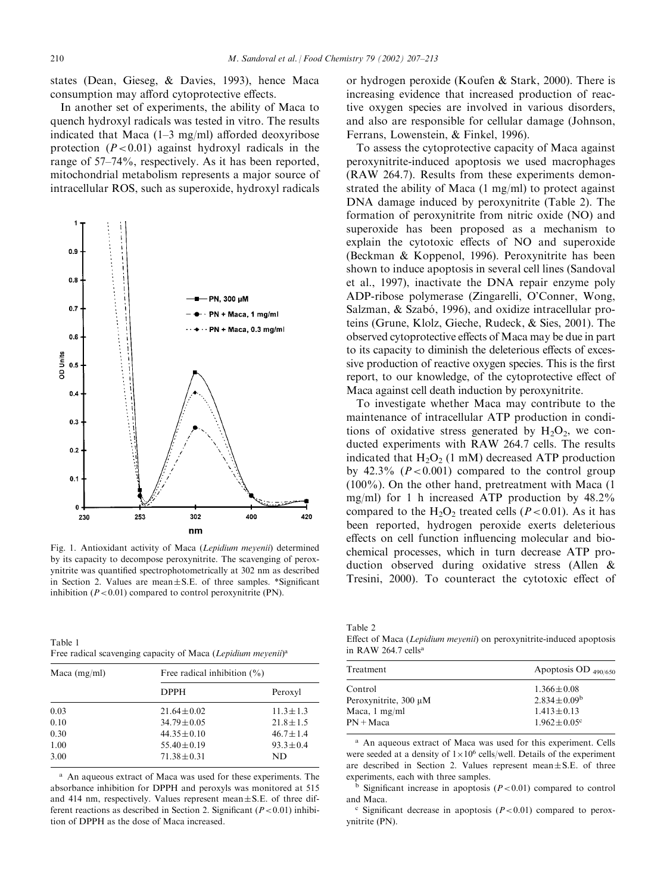states (Dean, Gieseg, & Davies, 1993), hence Maca consumption may afford cytoprotective effects.

In another set of experiments, the ability of Maca to quench hydroxyl radicals was tested in vitro. The results indicated that Maca (1–3 mg/ml) afforded deoxyribose protection ($P<0.01$) against hydroxyl radicals in the range of 57–74%, respectively. As it has been reported, mitochondrial metabolism represents a major source of intracellular ROS, such as superoxide, hydroxyl radicals or hydrogen peroxide (Koufen & Stark, 2000). There is increasing evidence that increased production of reactive oxygen species are involved in various disorders, and also are responsible for cellular damage (Johnson, Ferrans, Lowenstein, & Finkel, 1996).

Fig. 1. Antioxidant activity of Maca (*Lepidium meyenii*) determined by its capacity to decompose peroxynitrite. The scavenging of peroxynitrite was quantified spectrophotometrically at 302 nm as described in Section 2. Values are mean±S.E. of three samples. *Significant inhibition ($P<0.01$) compared to control peroxynitrite (PN).

Table 1
Free radical scavenging capacity of Maca (*Lepidium meyenii*)[a]

| Maca (mg/ml) | Free radical inhibition (%) | |
|---|---|---|
| | DPPH | Peroxyl |
| 0.03 | 21.64±0.02 | 11.3±1.3 |
| 0.10 | 34.79±0.05 | 21.8±1.5 |
| 0.30 | 44.35±0.10 | 46.7±1.4 |
| 1.00 | 55.40±0.19 | 93.3±0.4 |
| 3.00 | 71.38±0.31 | ND |

[a] An aqueous extract of Maca was used for these experiments. The absorbance inhibition for DPPH and peroxyls was monitored at 515 and 414 nm, respectively. Values represent mean±S.E. of three different reactions as described in Section 2. Significant ($P<0.01$) inhibition of DPPH as the dose of Maca increased.

To assess the cytoprotective capacity of Maca against peroxynitrite-induced apoptosis we used macrophages (RAW 264.7). Results from these experiments demonstrated the ability of Maca (1 mg/ml) to protect against DNA damage induced by peroxynitrite (Table 2). The formation of peroxynitrite from nitric oxide (NO) and superoxide has been proposed as a mechanism to explain the cytotoxic effects of NO and superoxide (Beckman & Koppenol, 1996). Peroxynitrite has been shown to induce apoptosis in several cell lines (Sandoval et al., 1997), inactivate the DNA repair enzyme poly ADP-ribose polymerase (Zingarelli, O'Conner, Wong, Salzman, & Szabó, 1996), and oxidize intracellular proteins (Grune, Klolz, Gieche, Rudeck, & Sies, 2001). The observed cytoprotective effects of Maca may be due in part to its capacity to diminish the deleterious effects of excessive production of reactive oxygen species. This is the first report, to our knowledge, of the cytoprotective effect of Maca against cell death induction by peroxynitrite.

To investigate whether Maca may contribute to the maintenance of intracellular ATP production in conditions of oxidative stress generated by $H_2O_2$, we conducted experiments with RAW 264.7 cells. The results indicated that $H_2O_2$ (1 mM) decreased ATP production by 42.3% ($P<0.001$) compared to the control group (100%). On the other hand, pretreatment with Maca (1 mg/ml) for 1 h increased ATP production by 48.2% compared to the $H_2O_2$ treated cells ($P<0.01$). As it has been reported, hydrogen peroxide exerts deleterious effects on cell function influencing molecular and biochemical processes, which in turn decrease ATP production observed during oxidative stress (Allen & Tresini, 2000). To counteract the cytotoxic effect of

Table 2
Effect of Maca (*Lepidium meyenii*) on peroxynitrite-induced apoptosis in RAW 264.7 cells[a]

| Treatment | Apoptosis OD $_{490/650}$ |
|---|---|
| Control | 1.366±0.08 |
| Peroxynitrite, 300 μM | 2.834±0.09[b] |
| Maca, 1 mg/ml | 1.413±0.13 |
| PN+Maca | 1.962±0.05[c] |

[a] An aqueous extract of Maca was used for this experiment. Cells were seeded at a density of $1\times10^6$ cells/well. Details of the experiment are described in Section 2. Values represent mean±S.E. of three experiments, each with three samples.

[b] Significant increase in apoptosis ($P<0.01$) compared to control and Maca.

[c] Significant decrease in apoptosis ($P<0.01$) compared to peroxynitrite (PN).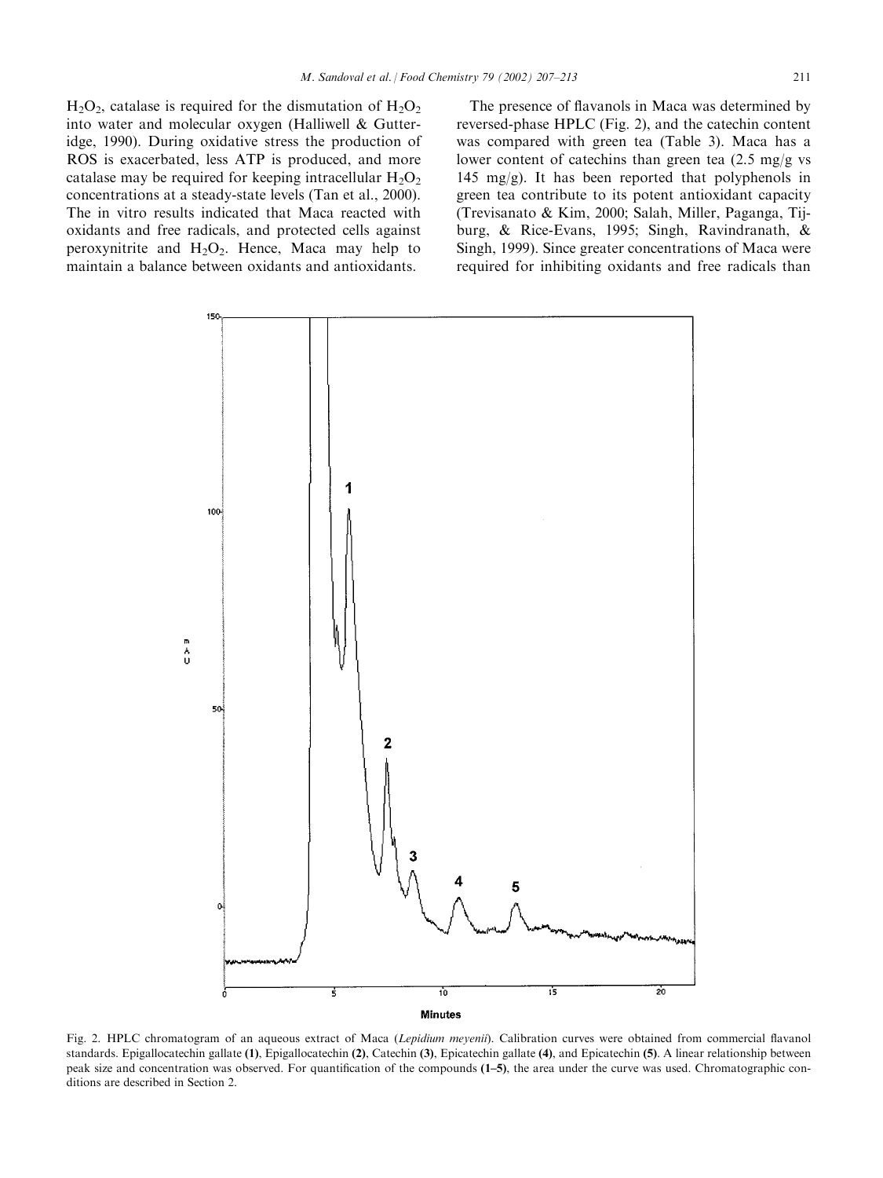$H_2O_2$, catalase is required for the dismutation of $H_2O_2$ into water and molecular oxygen (Halliwell & Gutteridge, 1990). During oxidative stress the production of ROS is exacerbated, less ATP is produced, and more catalase may be required for keeping intracellular $H_2O_2$ concentrations at a steady-state levels (Tan et al., 2000). The in vitro results indicated that Maca reacted with oxidants and free radicals, and protected cells against peroxynitrite and $H_2O_2$. Hence, Maca may help to maintain a balance between oxidants and antioxidants.

The presence of flavanols in Maca was determined by reversed-phase HPLC (Fig. 2), and the catechin content was compared with green tea (Table 3). Maca has a lower content of catechins than green tea (2.5 mg/g vs 145 mg/g). It has been reported that polyphenols in green tea contribute to its potent antioxidant capacity (Trevisanato & Kim, 2000; Salah, Miller, Paganga, Tijburg, & Rice-Evans, 1995; Singh, Ravindranath, & Singh, 1999). Since greater concentrations of Maca were required for inhibiting oxidants and free radicals than

Fig. 2. HPLC chromatogram of an aqueous extract of Maca (*Lepidium meyenii*). Calibration curves were obtained from commercial flavanol standards. Epigallocatechin gallate **(1)**, Epigallocatechin **(2)**, Catechin **(3)**, Epicatechin gallate **(4)**, and Epicatechin **(5)**. A linear relationship between peak size and concentration was observed. For quantification of the compounds **(1–5)**, the area under the curve was used. Chromatographic conditions are described in Section 2.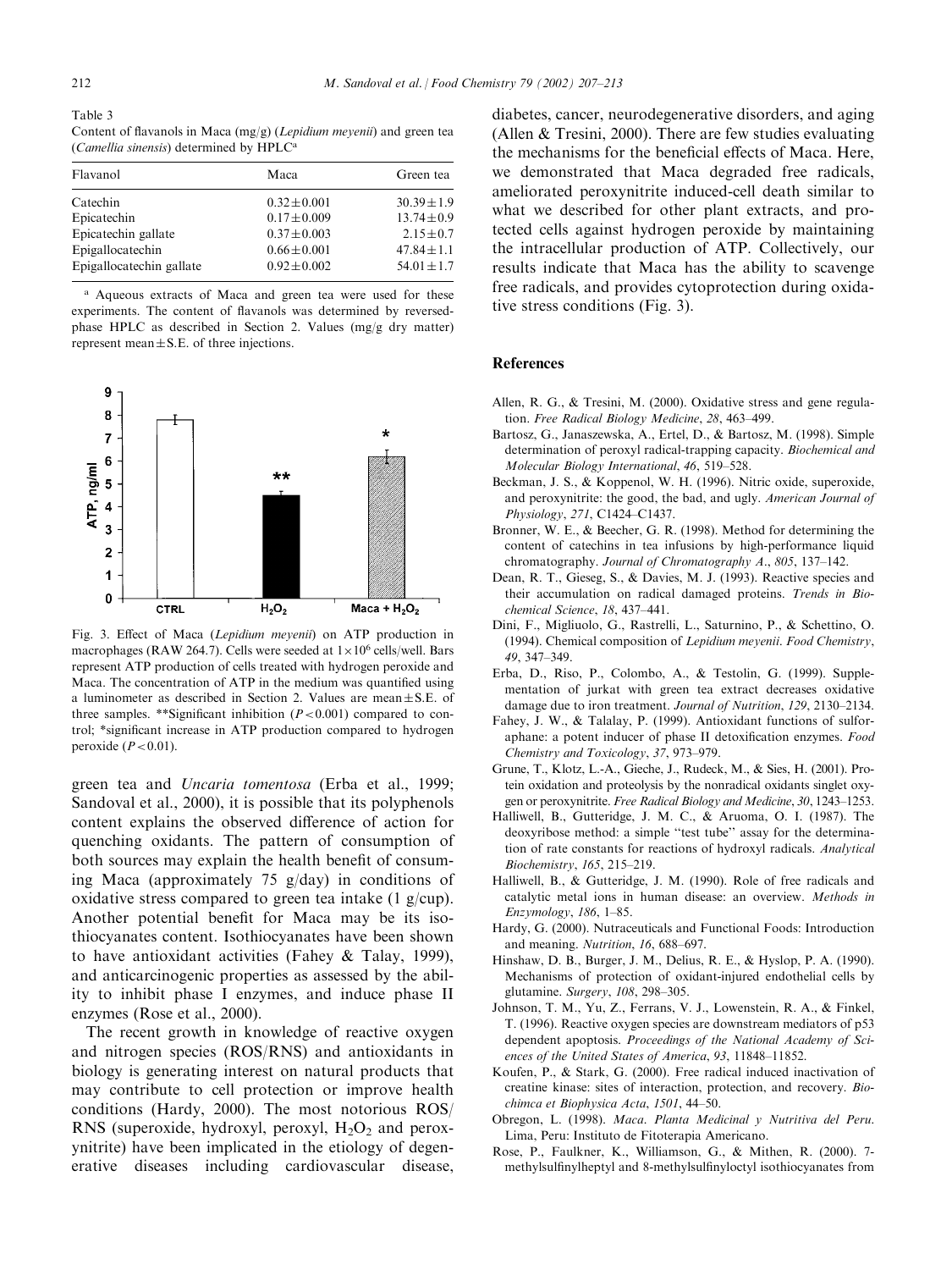Table 3
Content of flavanols in Maca (mg/g) (*Lepidium meyenii*) and green tea (*Camellia sinensis*) determined by HPLC[a]

| Flavanol | Maca | Green tea |
|---|---|---|
| Catechin | 0.32±0.001 | 30.39±1.9 |
| Epicatechin | 0.17±0.009 | 13.74±0.9 |
| Epicatechin gallate | 0.37±0.003 | 2.15±0.7 |
| Epigallocatechin | 0.66±0.001 | 47.84±1.1 |
| Epigallocatechin gallate | 0.92±0.002 | 54.01±1.7 |

[a] Aqueous extracts of Maca and green tea were used for these experiments. The content of flavanols was determined by reversed-phase HPLC as described in Section 2. Values (mg/g dry matter) represent mean±S.E. of three injections.

Fig. 3. Effect of Maca (*Lepidium meyenii*) on ATP production in macrophages (RAW 264.7). Cells were seeded at $1\times10^6$ cells/well. Bars represent ATP production of cells treated with hydrogen peroxide and Maca. The concentration of ATP in the medium was quantified using a luminometer as described in Section 2. Values are mean±S.E. of three samples. **Significant inhibition ($P<0.001$) compared to control; *significant increase in ATP production compared to hydrogen peroxide ($P<0.01$).

green tea and *Uncaria tomentosa* (Erba et al., 1999; Sandoval et al., 2000), it is possible that its polyphenols content explains the observed difference of action for quenching oxidants. The pattern of consumption of both sources may explain the health benefit of consuming Maca (approximately 75 g/day) in conditions of oxidative stress compared to green tea intake (1 g/cup). Another potential benefit for Maca may be its isothiocyanates content. Isothiocyanates have been shown to have antioxidant activities (Fahey & Talay, 1999), and anticarcinogenic properties as assessed by the ability to inhibit phase I enzymes, and induce phase II enzymes (Rose et al., 2000).

The recent growth in knowledge of reactive oxygen and nitrogen species (ROS/RNS) and antioxidants in biology is generating interest on natural products that may contribute to cell protection or improve health conditions (Hardy, 2000). The most notorious ROS/RNS (superoxide, hydroxyl, peroxyl, $H_2O_2$ and peroxynitrite) have been implicated in the etiology of degenerative diseases including cardiovascular disease, diabetes, cancer, neurodegenerative disorders, and aging (Allen & Tresini, 2000). There are few studies evaluating the mechanisms for the beneficial effects of Maca. Here, we demonstrated that Maca degraded free radicals, ameliorated peroxynitrite induced-cell death similar to what we described for other plant extracts, and protected cells against hydrogen peroxide by maintaining the intracellular production of ATP. Collectively, our results indicate that Maca has the ability to scavenge free radicals, and provides cytoprotection during oxidative stress conditions (Fig. 3).

## References

Allen, R. G., & Tresini, M. (2000). Oxidative stress and gene regulation. *Free Radical Biology Medicine*, *28*, 463–499.

Bartosz, G., Janaszewska, A., Ertel, D., & Bartosz, M. (1998). Simple determination of peroxyl radical-trapping capacity. *Biochemical and Molecular Biology International*, *46*, 519–528.

Beckman, J. S., & Koppenol, W. H. (1996). Nitric oxide, superoxide, and peroxynitrite: the good, the bad, and ugly. *American Journal of Physiology*, *271*, C1424–C1437.

Bronner, W. E., & Beecher, G. R. (1998). Method for determining the content of catechins in tea infusions by high-performance liquid chromatography. *Journal of Chromatography A.*, *805*, 137–142.

Dean, R. T., Gieseg, S., & Davies, M. J. (1993). Reactive species and their accumulation on radical damaged proteins. *Trends in Biochemical Science*, *18*, 437–441.

Dini, F., Migliuolo, G., Rastrelli, L., Saturnino, P., & Schettino, O. (1994). Chemical composition of *Lepidium meyenii*. *Food Chemistry*, *49*, 347–349.

Erba, D., Riso, P., Colombo, A., & Testolin, G. (1999). Supplementation of jurkat with green tea extract decreases oxidative damage due to iron treatment. *Journal of Nutrition*, *129*, 2130–2134.

Fahey, J. W., & Talalay, P. (1999). Antioxidant functions of sulforaphane: a potent inducer of phase II detoxification enzymes. *Food Chemistry and Toxicology*, *37*, 973–979.

Grune, T., Klotz, L.-A., Gieche, J., Rudeck, M., & Sies, H. (2001). Protein oxidation and proteolysis by the nonradical oxidants singlet oxygen or peroxynitrite. *Free Radical Biology and Medicine*, *30*, 1243–1253.

Halliwell, B., Gutteridge, J. M. C., & Aruoma, O. I. (1987). The deoxyribose method: a simple "test tube" assay for the determination of rate constants for reactions of hydroxyl radicals. *Analytical Biochemistry*, *165*, 215–219.

Halliwell, B., & Gutteridge, J. M. (1990). Role of free radicals and catalytic metal ions in human disease: an overview. *Methods in Enzymology*, *186*, 1–85.

Hardy, G. (2000). Nutraceuticals and Functional Foods: Introduction and meaning. *Nutrition*, *16*, 688–697.

Hinshaw, D. B., Burger, J. M., Delius, R. E., & Hyslop, P. A. (1990). Mechanisms of protection of oxidant-injured endothelial cells by glutamine. *Surgery*, *108*, 298–305.

Johnson, T. M., Yu, Z., Ferrans, V. J., Lowenstein, R. A., & Finkel, T. (1996). Reactive oxygen species are downstream mediators of p53 dependent apoptosis. *Proceedings of the National Academy of Sciences of the United States of America*, *93*, 11848–11852.

Koufen, P., & Stark, G. (2000). Free radical induced inactivation of creatine kinase: sites of interaction, protection, and recovery. *Biochimca et Biophysica Acta*, *1501*, 44–50.

Obregon, L. (1998). *Maca. Planta Medicinal y Nutritiva del Peru.* Lima, Peru: Instituto de Fitoterapia Americano.

Rose, P., Faulkner, K., Williamson, G., & Mithen, R. (2000). 7-methylsulfinylheptyl and 8-methylsulfinyloctyl isothiocyanates from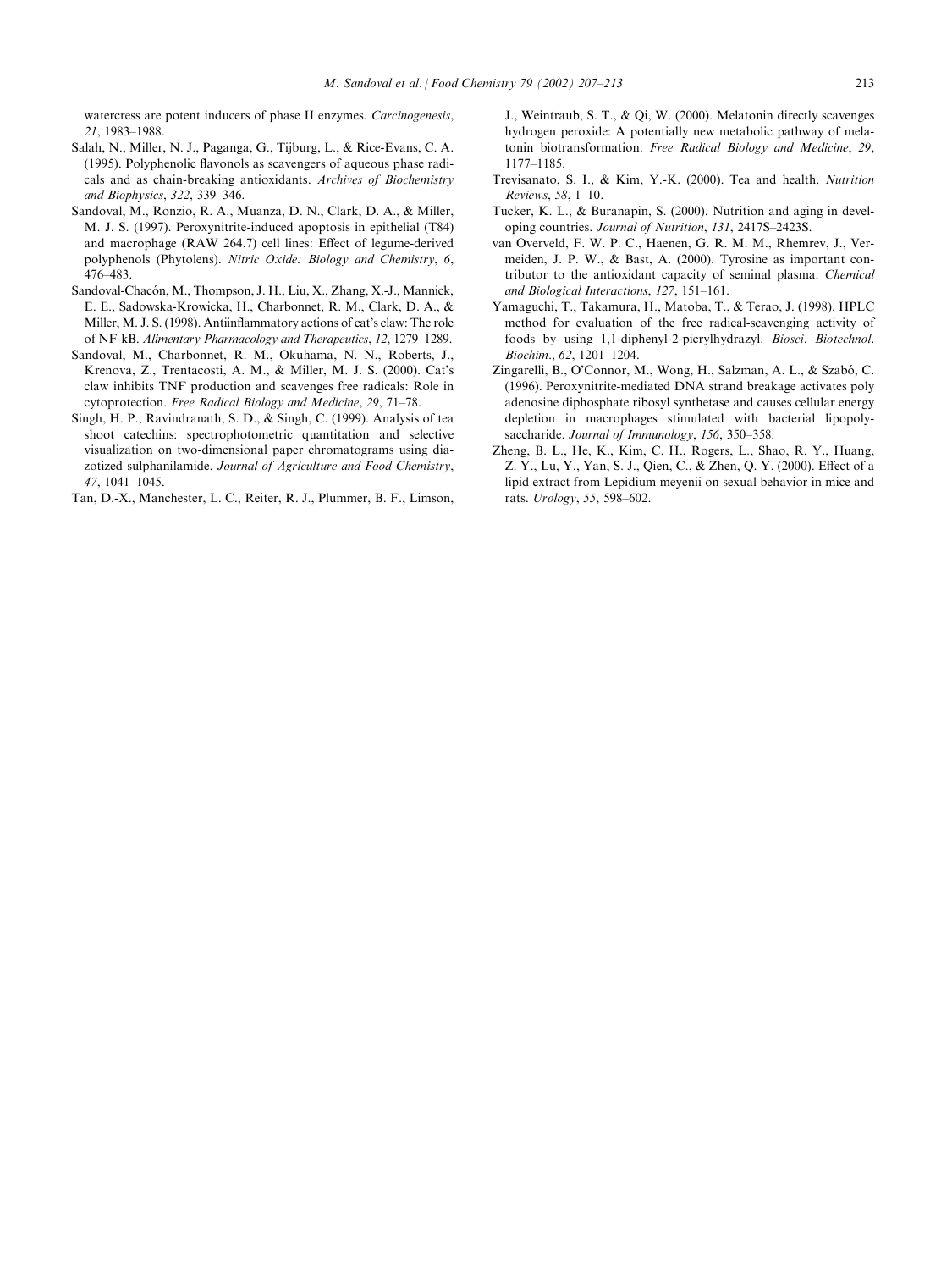watercress are potent inducers of phase II enzymes. *Carcinogenesis*, *21*, 1983–1988.

Salah, N., Miller, N. J., Paganga, G., Tijburg, L., & Rice-Evans, C. A. (1995). Polyphenolic flavonols as scavengers of aqueous phase radicals and as chain-breaking antioxidants. *Archives of Biochemistry and Biophysics*, *322*, 339–346.

Sandoval, M., Ronzio, R. A., Muanza, D. N., Clark, D. A., & Miller, M. J. S. (1997). Peroxynitrite-induced apoptosis in epithelial (T84) and macrophage (RAW 264.7) cell lines: Effect of legume-derived polyphenols (Phytolens). *Nitric Oxide: Biology and Chemistry*, *6*, 476–483.

Sandoval-Chacón, M., Thompson, J. H., Liu, X., Zhang, X.-J., Mannick, E. E., Sadowska-Krowicka, H., Charbonnet, R. M., Clark, D. A., & Miller, M. J. S. (1998). Antiinflammatory actions of cat's claw: The role of NF-kB. *Alimentary Pharmacology and Therapeutics*, *12*, 1279–1289.

Sandoval, M., Charbonnet, R. M., Okuhama, N. N., Roberts, J., Krenova, Z., Trentacosti, A. M., & Miller, M. J. S. (2000). Cat's claw inhibits TNF production and scavenges free radicals: Role in cytoprotection. *Free Radical Biology and Medicine*, *29*, 71–78.

Singh, H. P., Ravindranath, S. D., & Singh, C. (1999). Analysis of tea shoot catechins: spectrophotometric quantitation and selective visualization on two-dimensional paper chromatograms using diazotized sulphanilamide. *Journal of Agriculture and Food Chemistry*, *47*, 1041–1045.

Tan, D.-X., Manchester, L. C., Reiter, R. J., Plummer, B. F., Limson, J., Weintraub, S. T., & Qi, W. (2000). Melatonin directly scavenges hydrogen peroxide: A potentially new metabolic pathway of melatonin biotransformation. *Free Radical Biology and Medicine*, *29*, 1177–1185.

Trevisanato, S. I., & Kim, Y.-K. (2000). Tea and health. *Nutrition Reviews*, *58*, 1–10.

Tucker, K. L., & Buranapin, S. (2000). Nutrition and aging in developing countries. *Journal of Nutrition*, *131*, 2417S–2423S.

van Overveld, F. W. P. C., Haenen, G. R. M. M., Rhemrev, J., Vermeiden, J. P. W., & Bast, A. (2000). Tyrosine as important contributor to the antioxidant capacity of seminal plasma. *Chemical and Biological Interactions*, *127*, 151–161.

Yamaguchi, T., Takamura, H., Matoba, T., & Terao, J. (1998). HPLC method for evaluation of the free radical-scavenging activity of foods by using 1,1-diphenyl-2-picrylhydrazyl. *Biosci. Biotechnol. Biochim.*, *62*, 1201–1204.

Zingarelli, B., O'Connor, M., Wong, H., Salzman, A. L., & Szabó, C. (1996). Peroxynitrite-mediated DNA strand breakage activates poly adenosine diphosphate ribosyl synthetase and causes cellular energy depletion in macrophages stimulated with bacterial lipopolysaccharide. *Journal of Immunology*, *156*, 350–358.

Zheng, B. L., He, K., Kim, C. H., Rogers, L., Shao, R. Y., Huang, Z. Y., Lu, Y., Yan, S. J., Qien, C., & Zhen, Q. Y. (2000). Effect of a lipid extract from Lepidium meyenii on sexual behavior in mice and rats. *Urology*, *55*, 598–602.